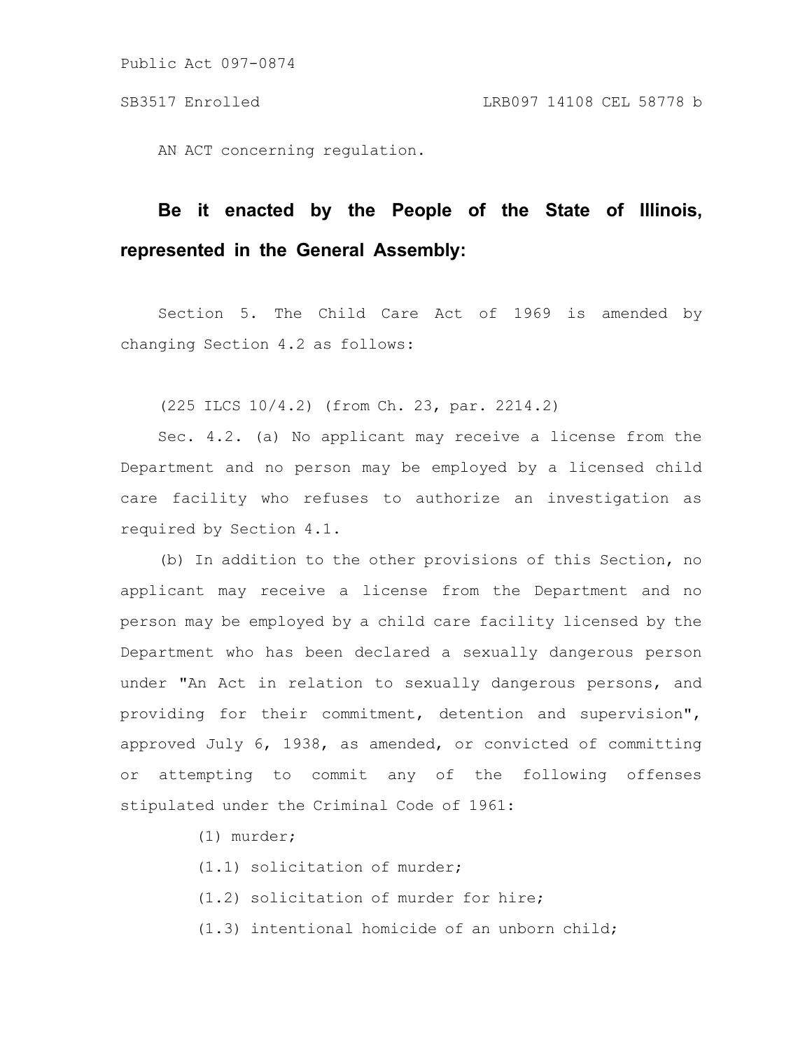Public Act 097-0874

SB3517 Enrolled LRB097 14108 CEL 58778 b

AN ACT concerning regulation.

**Be it enacted by the People of the State of Illinois, represented in the General Assembly:**

Section 5. The Child Care Act of 1969 is amended by changing Section 4.2 as follows:

(225 ILCS 10/4.2) (from Ch. 23, par. 2214.2)

Sec. 4.2. (a) No applicant may receive a license from the Department and no person may be employed by a licensed child care facility who refuses to authorize an investigation as required by Section 4.1.

(b) In addition to the other provisions of this Section, no applicant may receive a license from the Department and no person may be employed by a child care facility licensed by the Department who has been declared a sexually dangerous person under "An Act in relation to sexually dangerous persons, and providing for their commitment, detention and supervision", approved July 6, 1938, as amended, or convicted of committing or attempting to commit any of the following offenses stipulated under the Criminal Code of 1961:

(1) murder;

(1.1) solicitation of murder;

(1.2) solicitation of murder for hire;

(1.3) intentional homicide of an unborn child;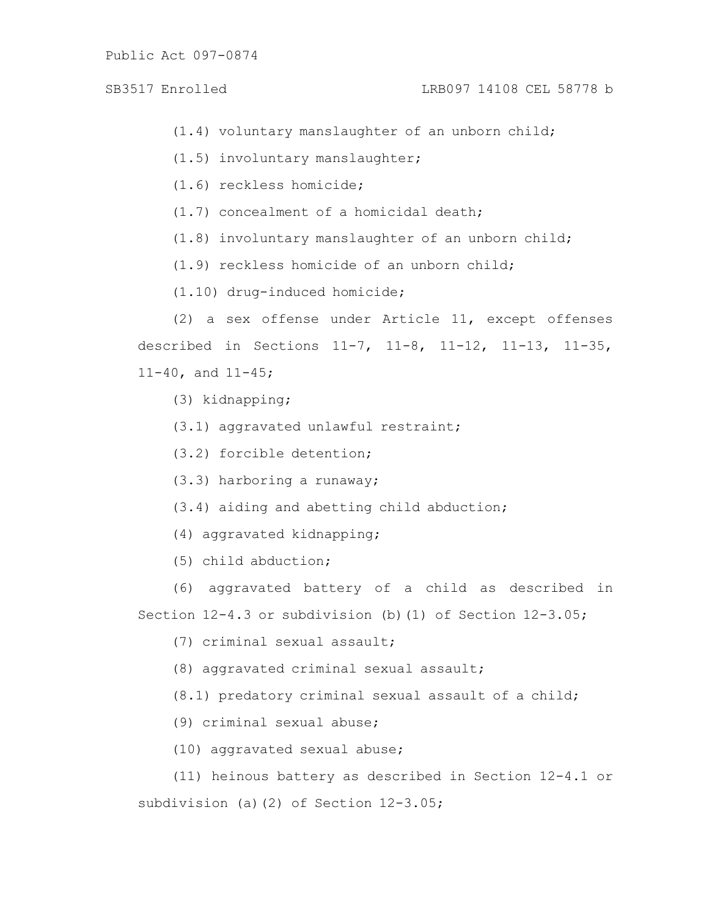(1.4) voluntary manslaughter of an unborn child;

(1.5) involuntary manslaughter;

(1.6) reckless homicide;

(1.7) concealment of a homicidal death;

(1.8) involuntary manslaughter of an unborn child;

(1.9) reckless homicide of an unborn child;

(1.10) drug-induced homicide;

(2) a sex offense under Article 11, except offenses described in Sections 11-7, 11-8, 11-12, 11-13, 11-35, 11-40, and 11-45;

(3) kidnapping;

(3.1) aggravated unlawful restraint;

(3.2) forcible detention;

(3.3) harboring a runaway;

(3.4) aiding and abetting child abduction;

(4) aggravated kidnapping;

(5) child abduction;

(6) aggravated battery of a child as described in Section 12-4.3 or subdivision (b)(1) of Section 12-3.05;

(7) criminal sexual assault;

(8) aggravated criminal sexual assault;

(8.1) predatory criminal sexual assault of a child;

(9) criminal sexual abuse;

(10) aggravated sexual abuse;

(11) heinous battery as described in Section 12-4.1 or subdivision (a)(2) of Section 12-3.05;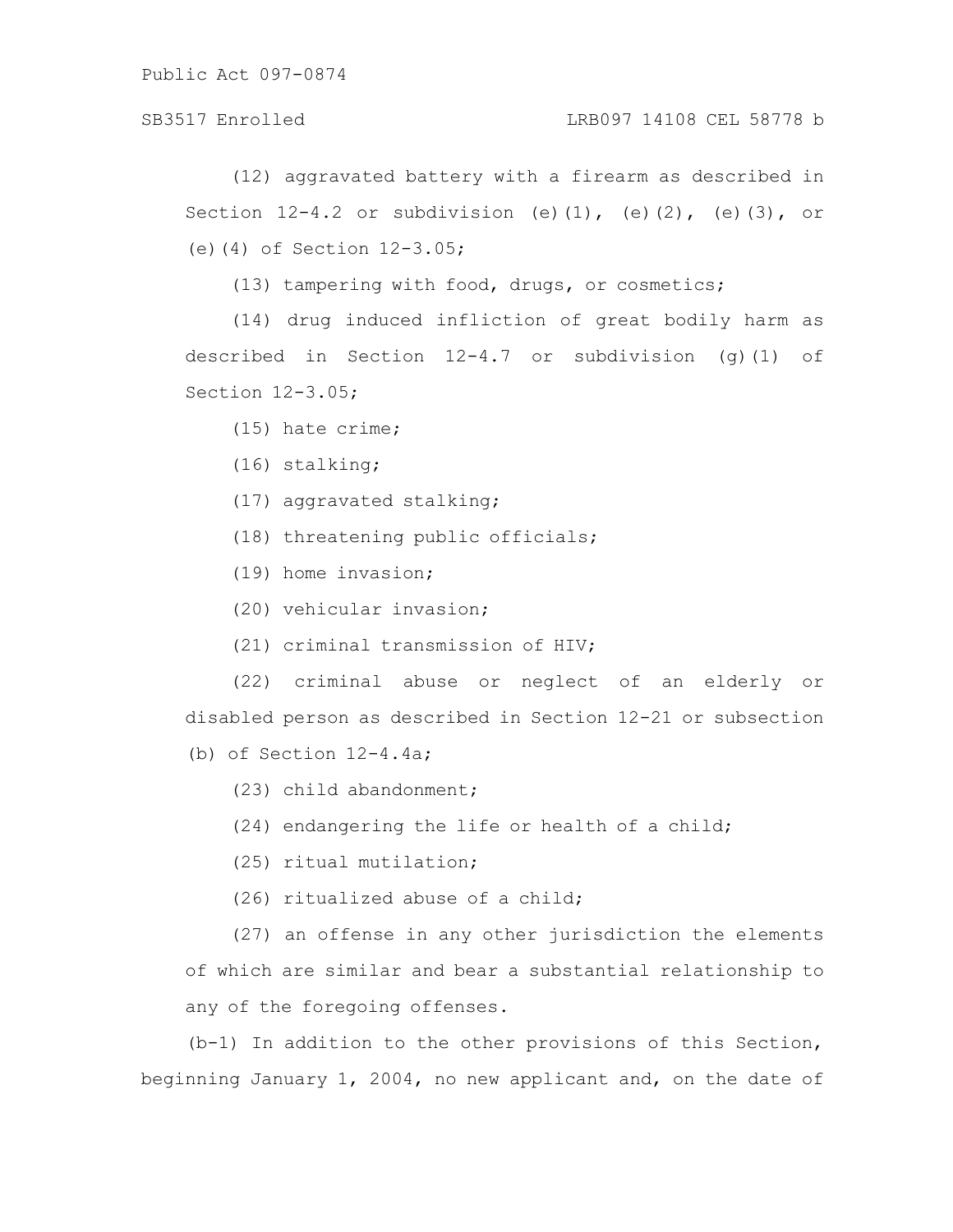(12) aggravated battery with a firearm as described in Section 12-4.2 or subdivision (e)(1), (e)(2), (e)(3), or (e)(4) of Section 12-3.05;

(13) tampering with food, drugs, or cosmetics;

(14) drug induced infliction of great bodily harm as described in Section 12-4.7 or subdivision (g)(1) of Section 12-3.05;

(15) hate crime;

(16) stalking;

(17) aggravated stalking;

(18) threatening public officials;

(19) home invasion;

(20) vehicular invasion;

(21) criminal transmission of HIV;

(22) criminal abuse or neglect of an elderly or disabled person as described in Section 12-21 or subsection (b) of Section 12-4.4a;

(23) child abandonment;

(24) endangering the life or health of a child;

(25) ritual mutilation;

(26) ritualized abuse of a child;

(27) an offense in any other jurisdiction the elements of which are similar and bear a substantial relationship to any of the foregoing offenses.

(b-1) In addition to the other provisions of this Section, beginning January 1, 2004, no new applicant and, on the date of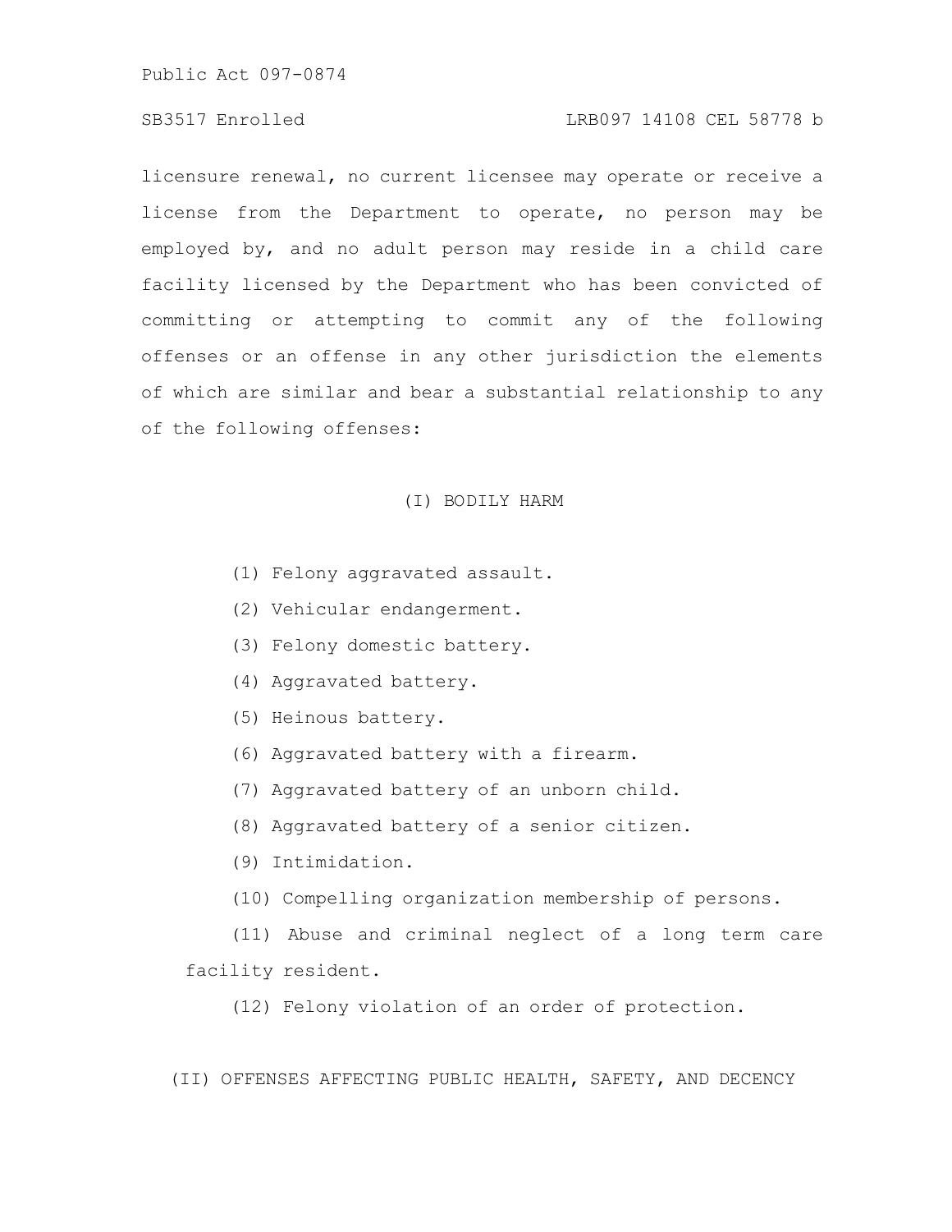licensure renewal, no current licensee may operate or receive a license from the Department to operate, no person may be employed by, and no adult person may reside in a child care facility licensed by the Department who has been convicted of committing or attempting to commit any of the following offenses or an offense in any other jurisdiction the elements of which are similar and bear a substantial relationship to any of the following offenses:

(I) BODILY HARM

(1) Felony aggravated assault.

(2) Vehicular endangerment.

(3) Felony domestic battery.

(4) Aggravated battery.

(5) Heinous battery.

(6) Aggravated battery with a firearm.

(7) Aggravated battery of an unborn child.

(8) Aggravated battery of a senior citizen.

(9) Intimidation.

(10) Compelling organization membership of persons.

(11) Abuse and criminal neglect of a long term care facility resident.

(12) Felony violation of an order of protection.

(II) OFFENSES AFFECTING PUBLIC HEALTH, SAFETY, AND DECENCY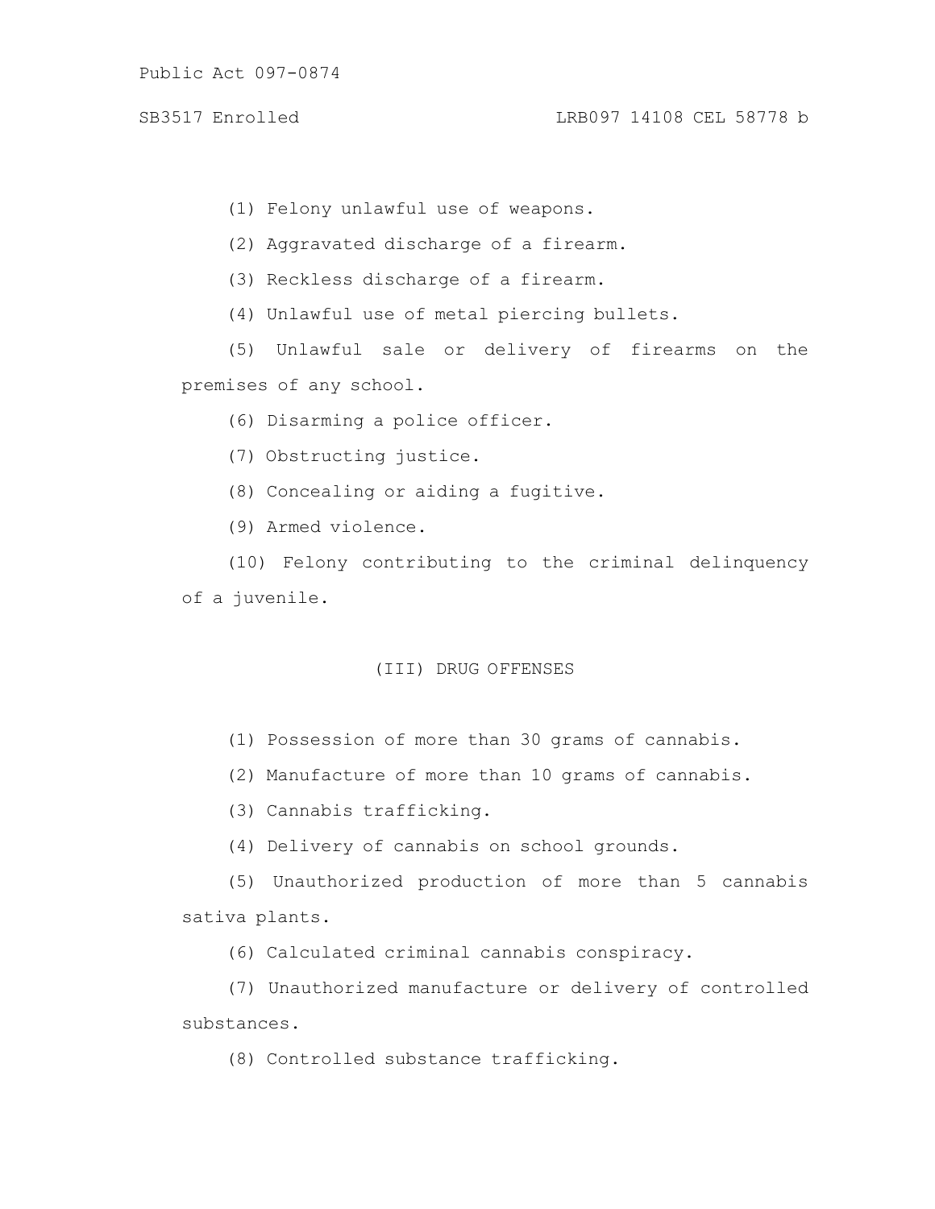(1) Felony unlawful use of weapons.

(2) Aggravated discharge of a firearm.

(3) Reckless discharge of a firearm.

(4) Unlawful use of metal piercing bullets.

(5) Unlawful sale or delivery of firearms on the premises of any school.

(6) Disarming a police officer.

(7) Obstructing justice.

(8) Concealing or aiding a fugitive.

(9) Armed violence.

(10) Felony contributing to the criminal delinquency of a juvenile.

## (III) DRUG OFFENSES

(1) Possession of more than 30 grams of cannabis.

(2) Manufacture of more than 10 grams of cannabis.

(3) Cannabis trafficking.

(4) Delivery of cannabis on school grounds.

(5) Unauthorized production of more than 5 cannabis sativa plants.

(6) Calculated criminal cannabis conspiracy.

(7) Unauthorized manufacture or delivery of controlled substances.

(8) Controlled substance trafficking.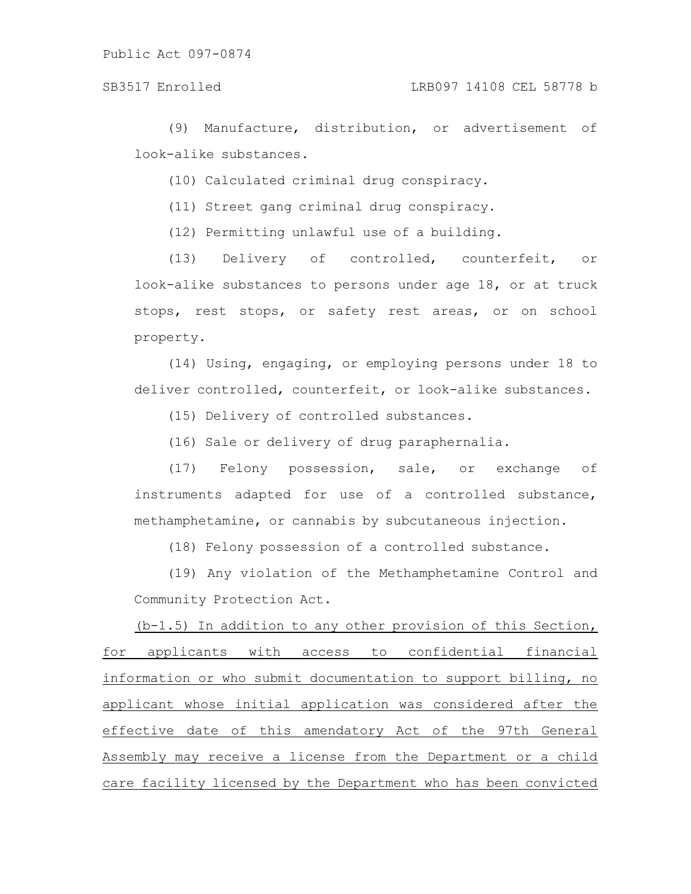(9) Manufacture, distribution, or advertisement of look-alike substances.

(10) Calculated criminal drug conspiracy.

(11) Street gang criminal drug conspiracy.

(12) Permitting unlawful use of a building.

(13) Delivery of controlled, counterfeit, or look-alike substances to persons under age 18, or at truck stops, rest stops, or safety rest areas, or on school property.

(14) Using, engaging, or employing persons under 18 to deliver controlled, counterfeit, or look-alike substances.

(15) Delivery of controlled substances.

(16) Sale or delivery of drug paraphernalia.

(17) Felony possession, sale, or exchange of instruments adapted for use of a controlled substance, methamphetamine, or cannabis by subcutaneous injection.

(18) Felony possession of a controlled substance.

(19) Any violation of the Methamphetamine Control and Community Protection Act.

(b-1.5) In addition to any other provision of this Section, for applicants with access to confidential financial information or who submit documentation to support billing, no applicant whose initial application was considered after the effective date of this amendatory Act of the 97th General Assembly may receive a license from the Department or a child care facility licensed by the Department who has been convicted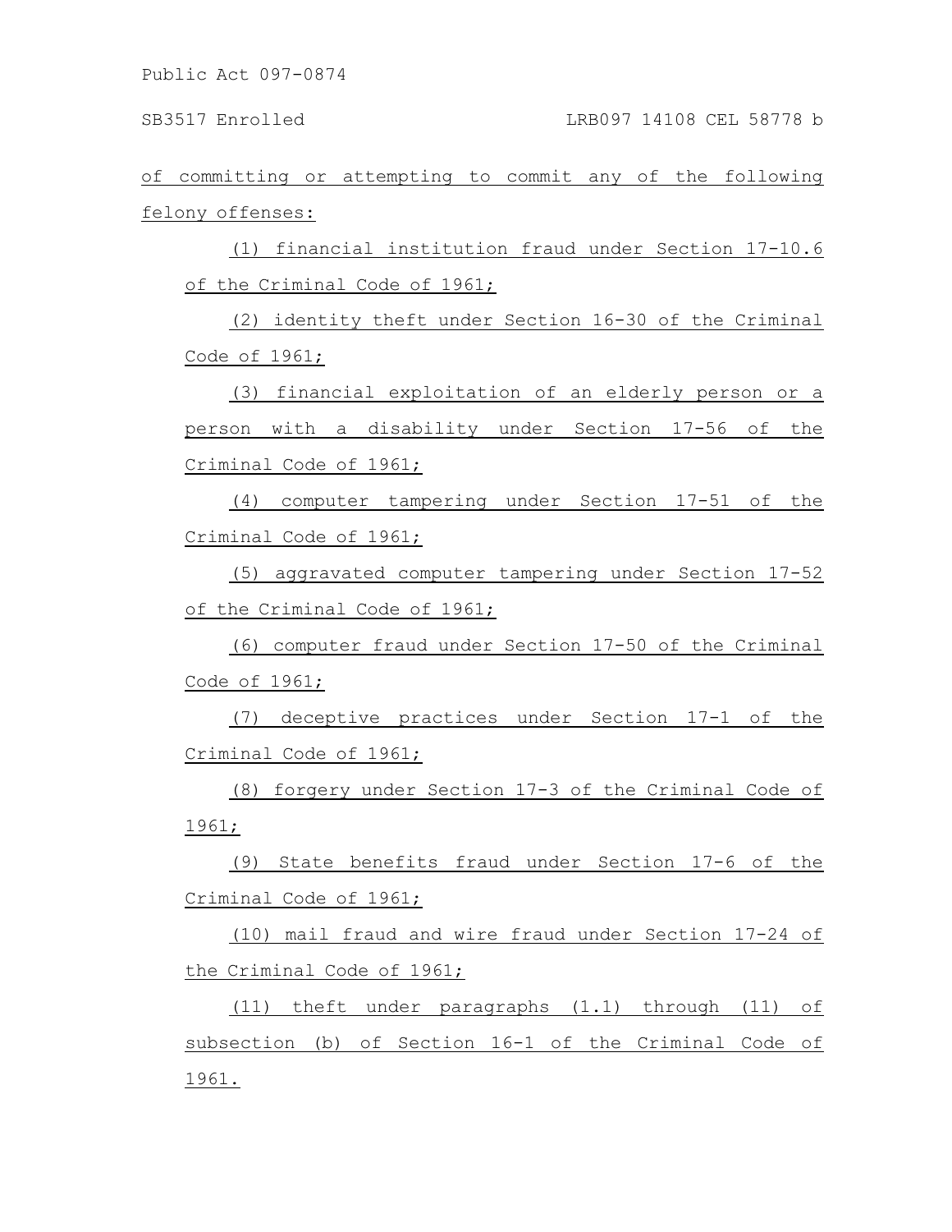of committing or attempting to commit any of the following felony offenses:

(1) financial institution fraud under Section 17-10.6 of the Criminal Code of 1961;

(2) identity theft under Section 16-30 of the Criminal Code of 1961;

(3) financial exploitation of an elderly person or a person with a disability under Section 17-56 of the Criminal Code of 1961;

(4) computer tampering under Section 17-51 of the Criminal Code of 1961;

(5) aggravated computer tampering under Section 17-52 of the Criminal Code of 1961;

(6) computer fraud under Section 17-50 of the Criminal Code of 1961;

(7) deceptive practices under Section 17-1 of the Criminal Code of 1961;

(8) forgery under Section 17-3 of the Criminal Code of 1961;

(9) State benefits fraud under Section 17-6 of the Criminal Code of 1961;

(10) mail fraud and wire fraud under Section 17-24 of the Criminal Code of 1961;

(11) theft under paragraphs (1.1) through (11) of subsection (b) of Section 16-1 of the Criminal Code of 1961.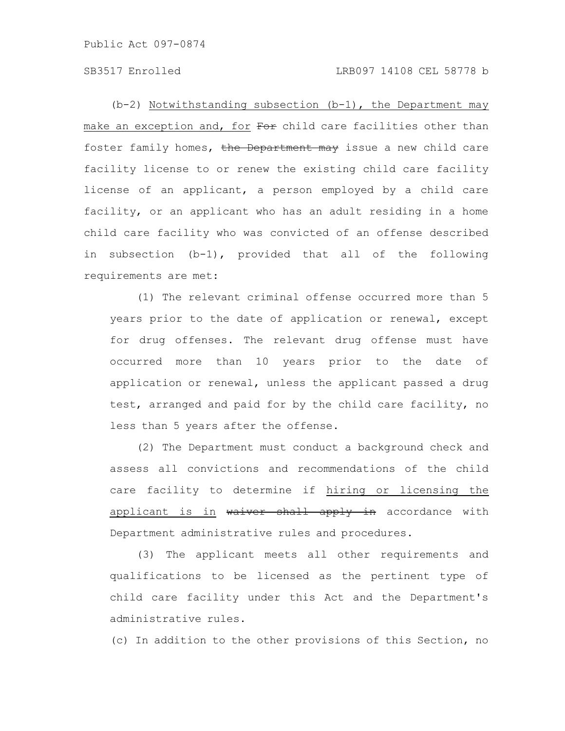(b-2) Notwithstanding subsection (b-1), the Department may make an exception and, for ~~For~~ child care facilities other than foster family homes, ~~the Department may~~ issue a new child care facility license to or renew the existing child care facility license of an applicant, a person employed by a child care facility, or an applicant who has an adult residing in a home child care facility who was convicted of an offense described in subsection (b-1), provided that all of the following requirements are met:

(1) The relevant criminal offense occurred more than 5 years prior to the date of application or renewal, except for drug offenses. The relevant drug offense must have occurred more than 10 years prior to the date of application or renewal, unless the applicant passed a drug test, arranged and paid for by the child care facility, no less than 5 years after the offense.

(2) The Department must conduct a background check and assess all convictions and recommendations of the child care facility to determine if hiring or licensing the applicant is in ~~waiver shall apply in~~ accordance with Department administrative rules and procedures.

(3) The applicant meets all other requirements and qualifications to be licensed as the pertinent type of child care facility under this Act and the Department's administrative rules.

(c) In addition to the other provisions of this Section, no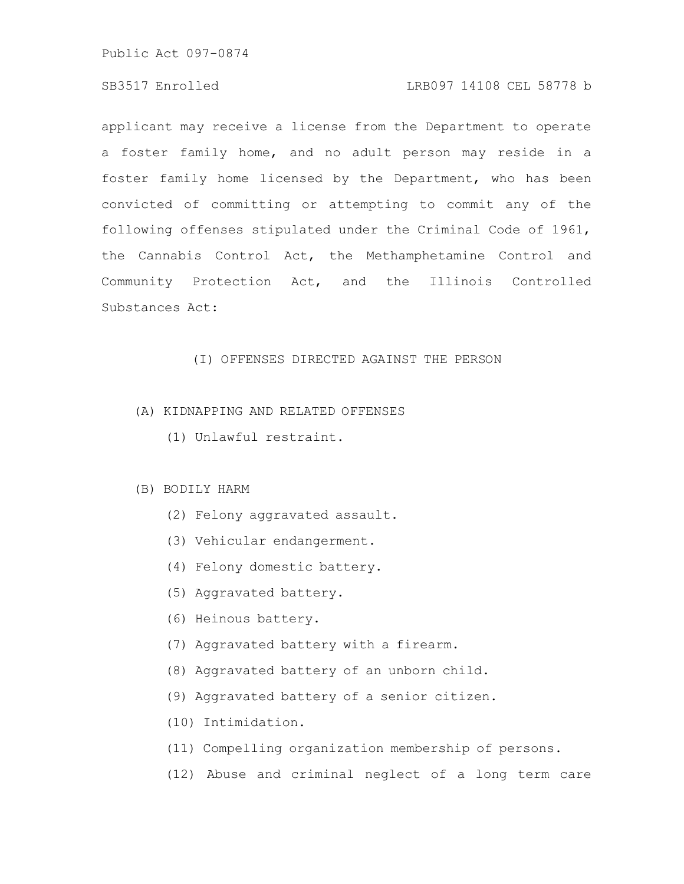applicant may receive a license from the Department to operate a foster family home, and no adult person may reside in a foster family home licensed by the Department, who has been convicted of committing or attempting to commit any of the following offenses stipulated under the Criminal Code of 1961, the Cannabis Control Act, the Methamphetamine Control and Community Protection Act, and the Illinois Controlled Substances Act:

(I) OFFENSES DIRECTED AGAINST THE PERSON

(A) KIDNAPPING AND RELATED OFFENSES

(1) Unlawful restraint.

(B) BODILY HARM

(2) Felony aggravated assault.

(3) Vehicular endangerment.

(4) Felony domestic battery.

(5) Aggravated battery.

(6) Heinous battery.

(7) Aggravated battery with a firearm.

(8) Aggravated battery of an unborn child.

(9) Aggravated battery of a senior citizen.

(10) Intimidation.

(11) Compelling organization membership of persons.

(12) Abuse and criminal neglect of a long term care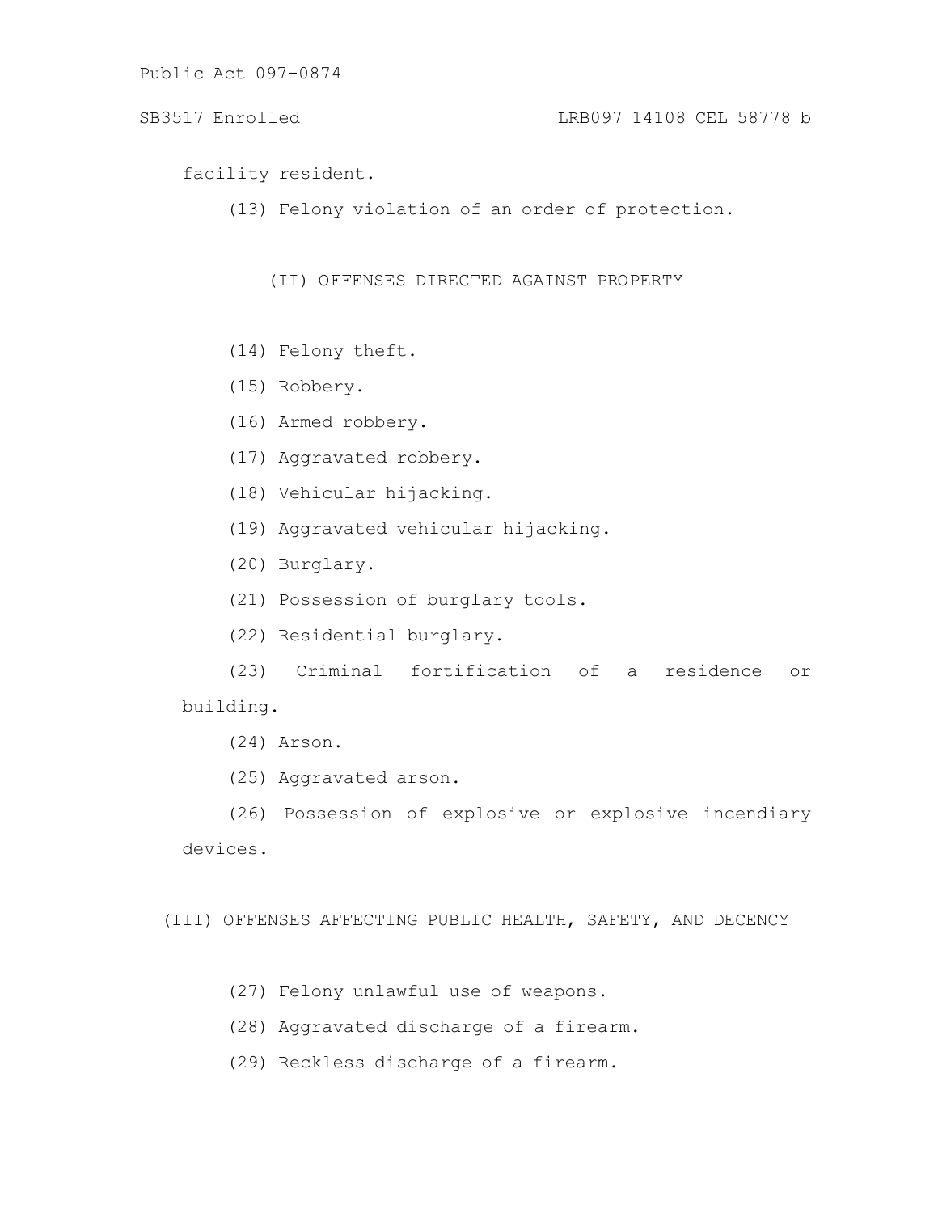facility resident.

(13) Felony violation of an order of protection.

(II) OFFENSES DIRECTED AGAINST PROPERTY

(14) Felony theft.

(15) Robbery.

(16) Armed robbery.

(17) Aggravated robbery.

(18) Vehicular hijacking.

(19) Aggravated vehicular hijacking.

(20) Burglary.

(21) Possession of burglary tools.

(22) Residential burglary.

(23) Criminal fortification of a residence or building.

(24) Arson.

(25) Aggravated arson.

(26) Possession of explosive or explosive incendiary devices.

(III) OFFENSES AFFECTING PUBLIC HEALTH, SAFETY, AND DECENCY

(27) Felony unlawful use of weapons.

(28) Aggravated discharge of a firearm.

(29) Reckless discharge of a firearm.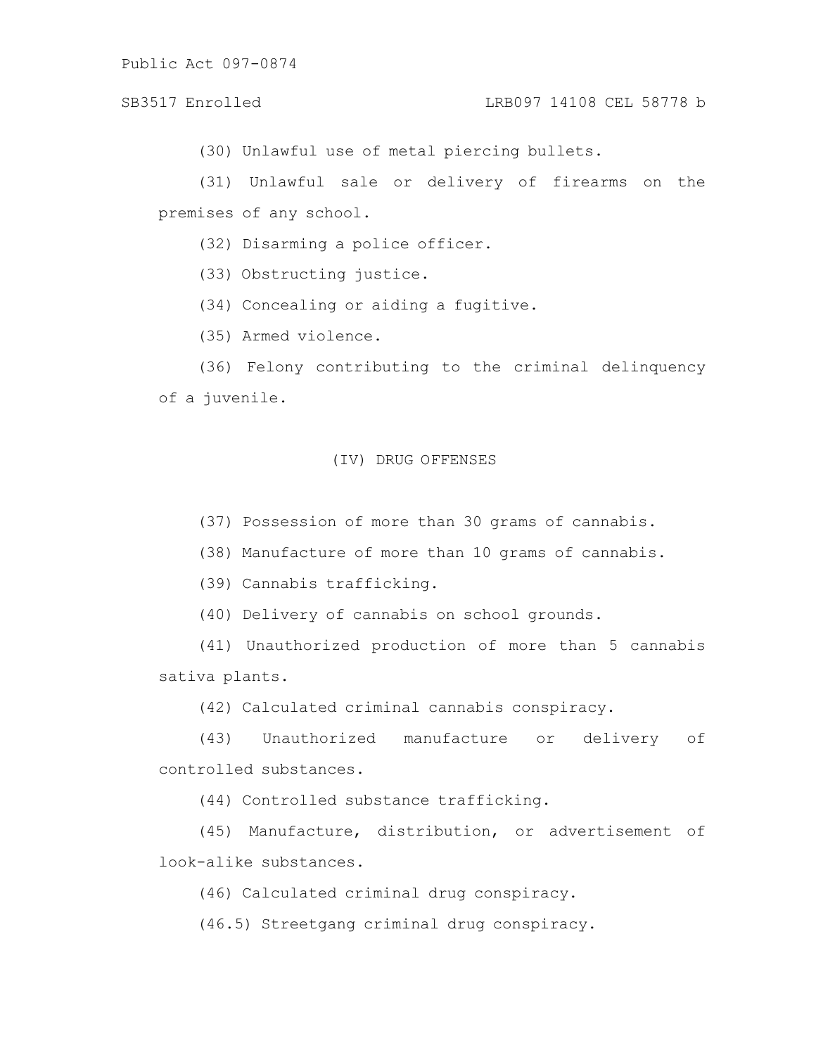(30) Unlawful use of metal piercing bullets.

(31) Unlawful sale or delivery of firearms on the premises of any school.

(32) Disarming a police officer.

(33) Obstructing justice.

(34) Concealing or aiding a fugitive.

(35) Armed violence.

(36) Felony contributing to the criminal delinquency of a juvenile.

(IV) DRUG OFFENSES

(37) Possession of more than 30 grams of cannabis.

(38) Manufacture of more than 10 grams of cannabis.

(39) Cannabis trafficking.

(40) Delivery of cannabis on school grounds.

(41) Unauthorized production of more than 5 cannabis sativa plants.

(42) Calculated criminal cannabis conspiracy.

(43) Unauthorized manufacture or delivery of controlled substances.

(44) Controlled substance trafficking.

(45) Manufacture, distribution, or advertisement of look-alike substances.

(46) Calculated criminal drug conspiracy.

(46.5) Streetgang criminal drug conspiracy.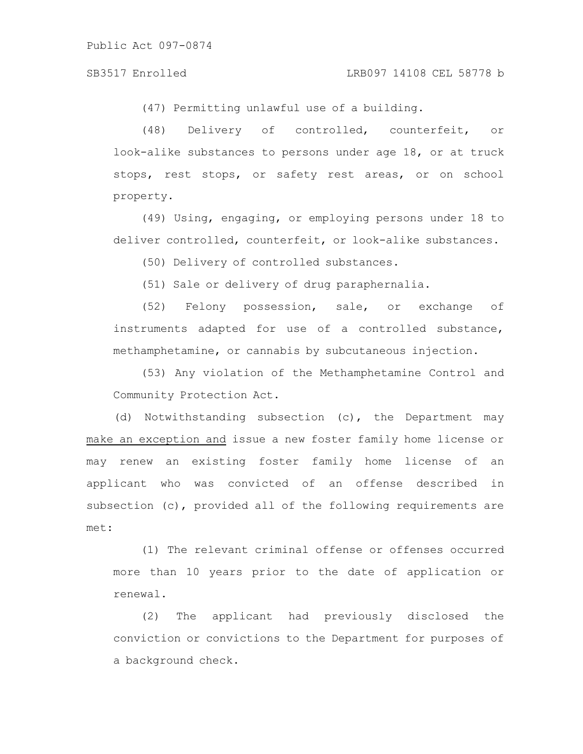(47) Permitting unlawful use of a building.

(48) Delivery of controlled, counterfeit, or look-alike substances to persons under age 18, or at truck stops, rest stops, or safety rest areas, or on school property.

(49) Using, engaging, or employing persons under 18 to deliver controlled, counterfeit, or look-alike substances.

(50) Delivery of controlled substances.

(51) Sale or delivery of drug paraphernalia.

(52) Felony possession, sale, or exchange of instruments adapted for use of a controlled substance, methamphetamine, or cannabis by subcutaneous injection.

(53) Any violation of the Methamphetamine Control and Community Protection Act.

(d) Notwithstanding subsection (c), the Department may make an exception and issue a new foster family home license or may renew an existing foster family home license of an applicant who was convicted of an offense described in subsection (c), provided all of the following requirements are met:

(1) The relevant criminal offense or offenses occurred more than 10 years prior to the date of application or renewal.

(2) The applicant had previously disclosed the conviction or convictions to the Department for purposes of a background check.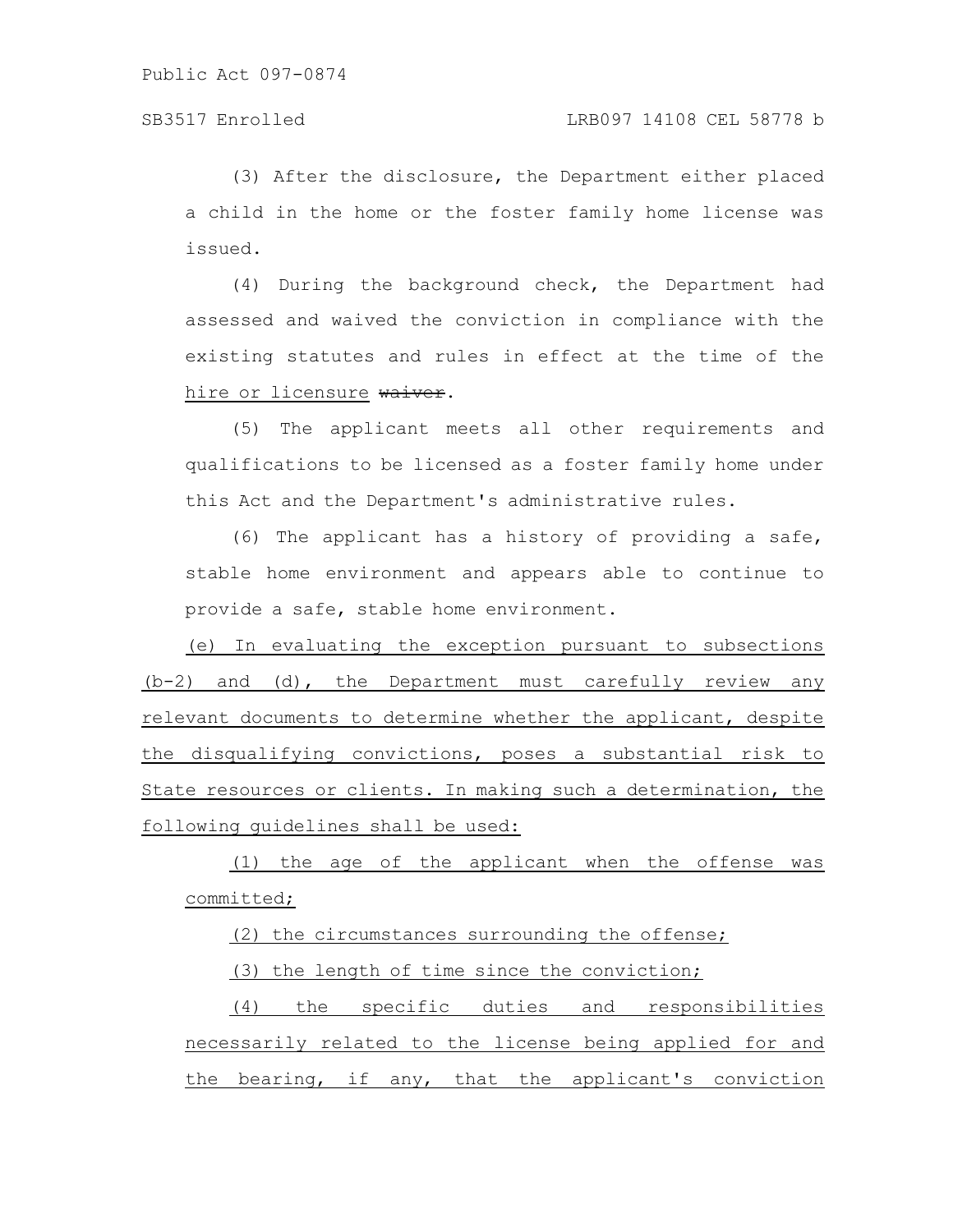(3) After the disclosure, the Department either placed a child in the home or the foster family home license was issued.

(4) During the background check, the Department had assessed and waived the conviction in compliance with the existing statutes and rules in effect at the time of the <u>hire or licensure</u> ~~waiver~~.

(5) The applicant meets all other requirements and qualifications to be licensed as a foster family home under this Act and the Department's administrative rules.

(6) The applicant has a history of providing a safe, stable home environment and appears able to continue to provide a safe, stable home environment.

<u>(e) In evaluating the exception pursuant to subsections (b-2) and (d), the Department must carefully review any relevant documents to determine whether the applicant, despite the disqualifying convictions, poses a substantial risk to State resources or clients. In making such a determination, the following guidelines shall be used:</u>

<u>(1) the age of the applicant when the offense was committed;</u>

<u>(2) the circumstances surrounding the offense;</u>

<u>(3) the length of time since the conviction;</u>

<u>(4) the specific duties and responsibilities necessarily related to the license being applied for and the bearing, if any, that the applicant's conviction</u>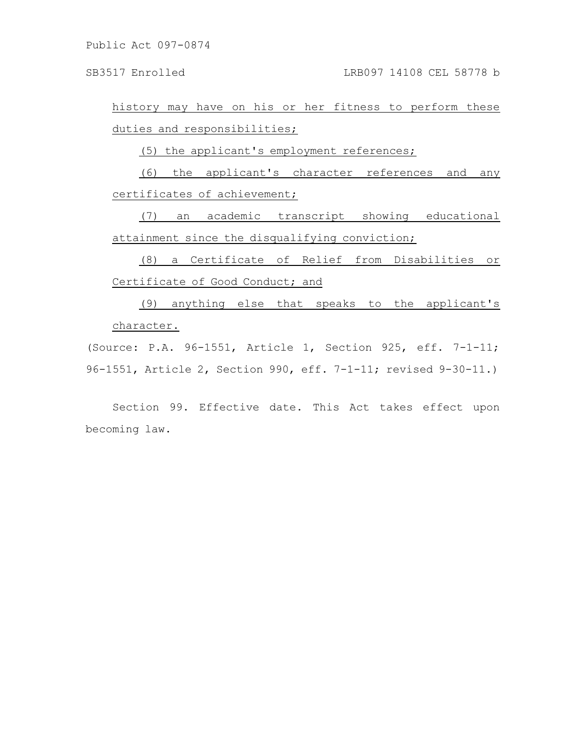history may have on his or her fitness to perform these duties and responsibilities;

(5) the applicant's employment references;

(6) the applicant's character references and any certificates of achievement;

(7) an academic transcript showing educational attainment since the disqualifying conviction;

(8) a Certificate of Relief from Disabilities or Certificate of Good Conduct; and

(9) anything else that speaks to the applicant's character.

(Source: P.A. 96-1551, Article 1, Section 925, eff. 7-1-11; 96-1551, Article 2, Section 990, eff. 7-1-11; revised 9-30-11.)

Section 99. Effective date. This Act takes effect upon becoming law.